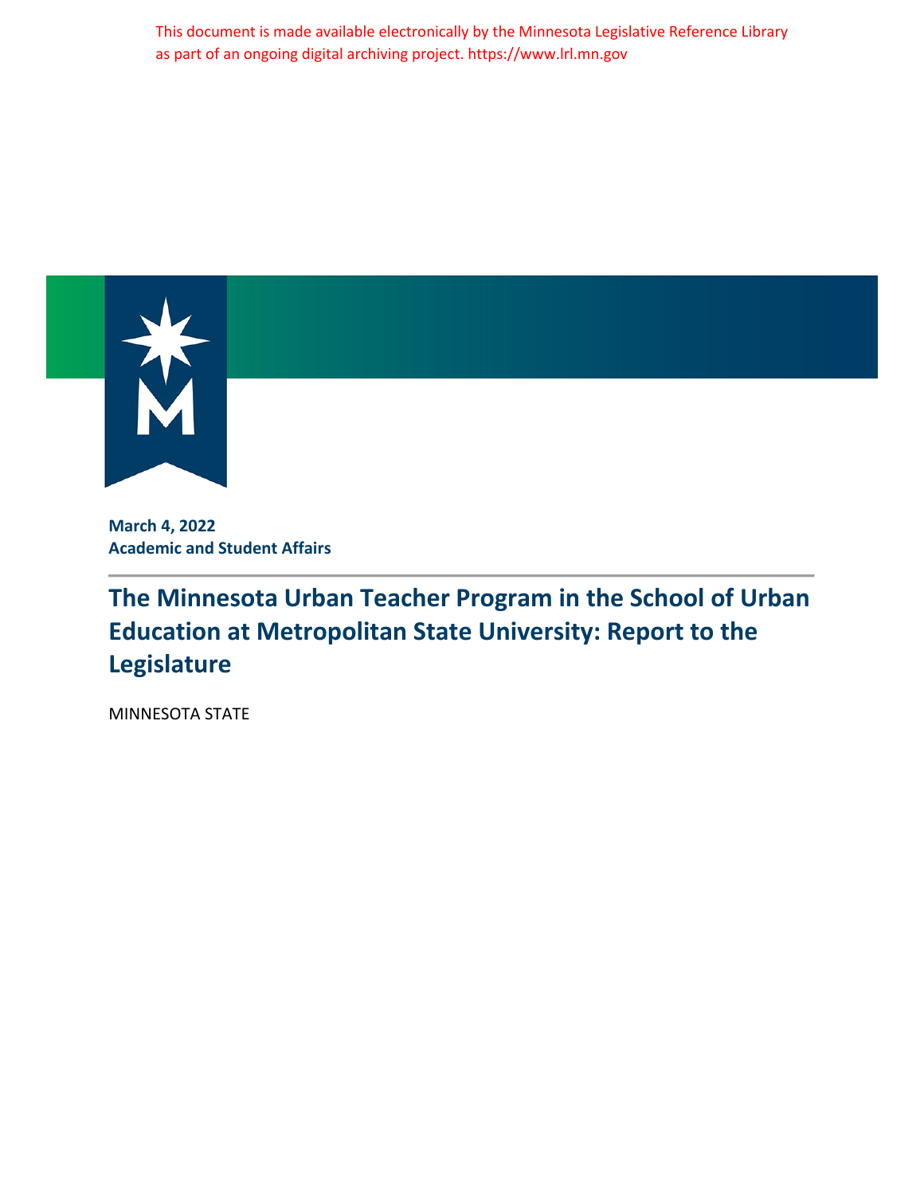This document is made available electronically by the Minnesota Legislative Reference Library as part of an ongoing digital archiving project. https://www.lrl.mn.gov

**March 4, 2022**
**Academic and Student Affairs**

# The Minnesota Urban Teacher Program in the School of Urban Education at Metropolitan State University: Report to the Legislature

MINNESOTA STATE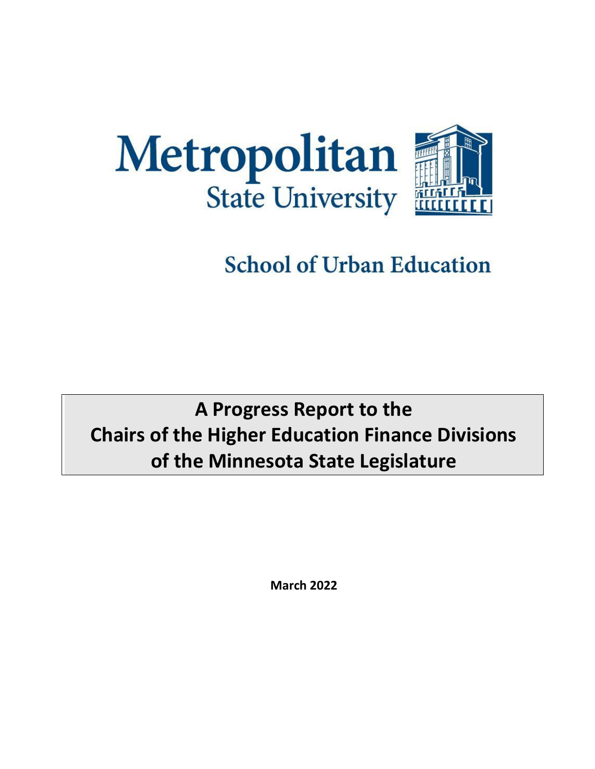# Metropolitan State University

## School of Urban Education

# A Progress Report to the Chairs of the Higher Education Finance Divisions of the Minnesota State Legislature

**March 2022**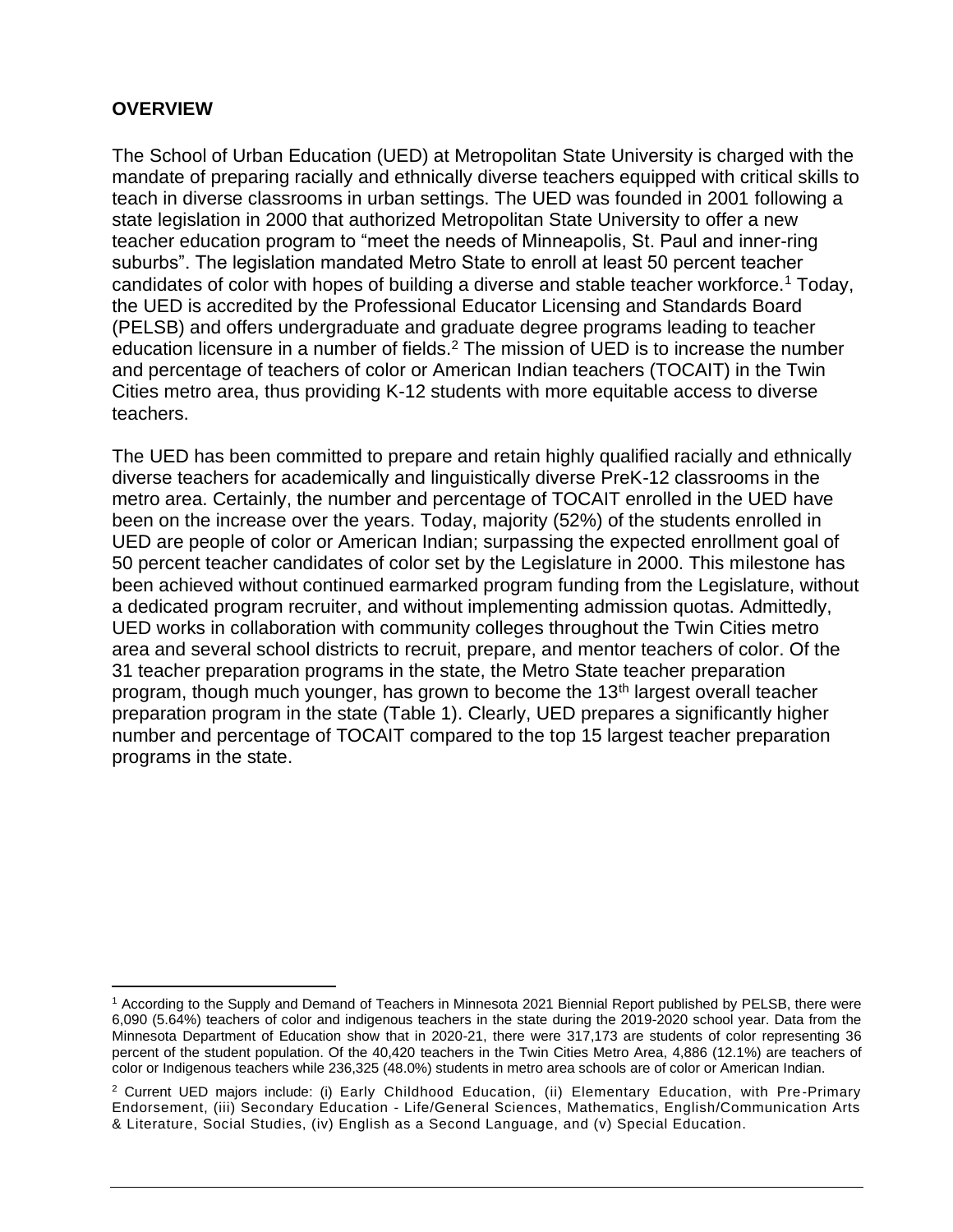## OVERVIEW

The School of Urban Education (UED) at Metropolitan State University is charged with the mandate of preparing racially and ethnically diverse teachers equipped with critical skills to teach in diverse classrooms in urban settings. The UED was founded in 2001 following a state legislation in 2000 that authorized Metropolitan State University to offer a new teacher education program to "meet the needs of Minneapolis, St. Paul and inner-ring suburbs". The legislation mandated Metro State to enroll at least 50 percent teacher candidates of color with hopes of building a diverse and stable teacher workforce.[1] Today, the UED is accredited by the Professional Educator Licensing and Standards Board (PELSB) and offers undergraduate and graduate degree programs leading to teacher education licensure in a number of fields.[2] The mission of UED is to increase the number and percentage of teachers of color or American Indian teachers (TOCAIT) in the Twin Cities metro area, thus providing K-12 students with more equitable access to diverse teachers.

The UED has been committed to prepare and retain highly qualified racially and ethnically diverse teachers for academically and linguistically diverse PreK-12 classrooms in the metro area. Certainly, the number and percentage of TOCAIT enrolled in the UED have been on the increase over the years. Today, majority (52%) of the students enrolled in UED are people of color or American Indian; surpassing the expected enrollment goal of 50 percent teacher candidates of color set by the Legislature in 2000. This milestone has been achieved without continued earmarked program funding from the Legislature, without a dedicated program recruiter, and without implementing admission quotas. Admittedly, UED works in collaboration with community colleges throughout the Twin Cities metro area and several school districts to recruit, prepare, and mentor teachers of color. Of the 31 teacher preparation programs in the state, the Metro State teacher preparation program, though much younger, has grown to become the 13th largest overall teacher preparation program in the state (Table 1). Clearly, UED prepares a significantly higher number and percentage of TOCAIT compared to the top 15 largest teacher preparation programs in the state.

---

[1] According to the Supply and Demand of Teachers in Minnesota 2021 Biennial Report published by PELSB, there were 6,090 (5.64%) teachers of color and indigenous teachers in the state during the 2019-2020 school year. Data from the Minnesota Department of Education show that in 2020-21, there were 317,173 are students of color representing 36 percent of the student population. Of the 40,420 teachers in the Twin Cities Metro Area, 4,886 (12.1%) are teachers of color or Indigenous teachers while 236,325 (48.0%) students in metro area schools are of color or American Indian.

[2] Current UED majors include: (i) Early Childhood Education, (ii) Elementary Education, with Pre-Primary Endorsement, (iii) Secondary Education - Life/General Sciences, Mathematics, English/Communication Arts & Literature, Social Studies, (iv) English as a Second Language, and (v) Special Education.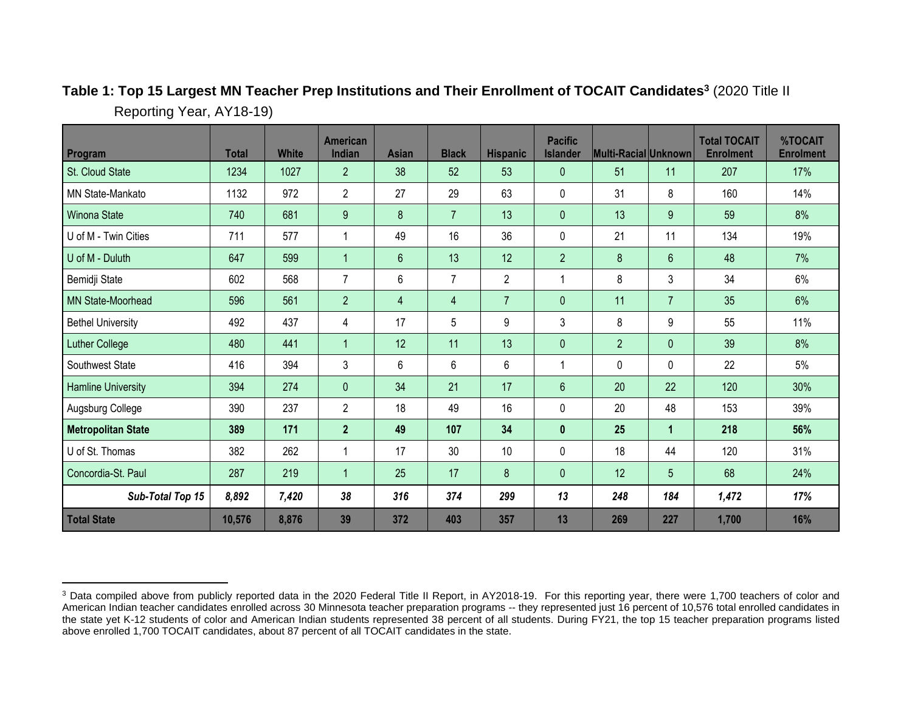**Table 1: Top 15 Largest MN Teacher Prep Institutions and Their Enrollment of TOCAIT Candidates[3]** (2020 Title II Reporting Year, AY18-19)

| Program | Total | White | American Indian | Asian | Black | Hispanic | Pacific Islander | Multi-Racial | Unknown | Total TOCAIT Enrolment | %TOCAIT Enrolment |
|---|---|---|---|---|---|---|---|---|---|---|---|
| St. Cloud State | 1234 | 1027 | 2 | 38 | 52 | 53 | 0 | 51 | 11 | 207 | 17% |
| MN State-Mankato | 1132 | 972 | 2 | 27 | 29 | 63 | 0 | 31 | 8 | 160 | 14% |
| Winona State | 740 | 681 | 9 | 8 | 7 | 13 | 0 | 13 | 9 | 59 | 8% |
| U of M - Twin Cities | 711 | 577 | 1 | 49 | 16 | 36 | 0 | 21 | 11 | 134 | 19% |
| U of M - Duluth | 647 | 599 | 1 | 6 | 13 | 12 | 2 | 8 | 6 | 48 | 7% |
| Bemidji State | 602 | 568 | 7 | 6 | 7 | 2 | 1 | 8 | 3 | 34 | 6% |
| MN State-Moorhead | 596 | 561 | 2 | 4 | 4 | 7 | 0 | 11 | 7 | 35 | 6% |
| Bethel University | 492 | 437 | 4 | 17 | 5 | 9 | 3 | 8 | 9 | 55 | 11% |
| Luther College | 480 | 441 | 1 | 12 | 11 | 13 | 0 | 2 | 0 | 39 | 8% |
| Southwest State | 416 | 394 | 3 | 6 | 6 | 6 | 1 | 0 | 0 | 22 | 5% |
| Hamline University | 394 | 274 | 0 | 34 | 21 | 17 | 6 | 20 | 22 | 120 | 30% |
| Augsburg College | 390 | 237 | 2 | 18 | 49 | 16 | 0 | 20 | 48 | 153 | 39% |
| **Metropolitan State** | **389** | **171** | **2** | **49** | **107** | **34** | **0** | **25** | **1** | **218** | **56%** |
| U of St. Thomas | 382 | 262 | 1 | 17 | 30 | 10 | 0 | 18 | 44 | 120 | 31% |
| Concordia-St. Paul | 287 | 219 | 1 | 25 | 17 | 8 | 0 | 12 | 5 | 68 | 24% |
| ***Sub-Total Top 15*** | ***8,892*** | ***7,420*** | ***38*** | ***316*** | ***374*** | ***299*** | ***13*** | ***248*** | ***184*** | ***1,472*** | ***17%*** |
| **Total State** | **10,576** | **8,876** | **39** | **372** | **403** | **357** | **13** | **269** | **227** | **1,700** | **16%** |

[3] Data compiled above from publicly reported data in the 2020 Federal Title II Report, in AY2018-19. For this reporting year, there were 1,700 teachers of color and American Indian teacher candidates enrolled across 30 Minnesota teacher preparation programs -- they represented just 16 percent of 10,576 total enrolled candidates in the state yet K-12 students of color and American Indian students represented 38 percent of all students. During FY21, the top 15 teacher preparation programs listed above enrolled 1,700 TOCAIT candidates, about 87 percent of all TOCAIT candidates in the state.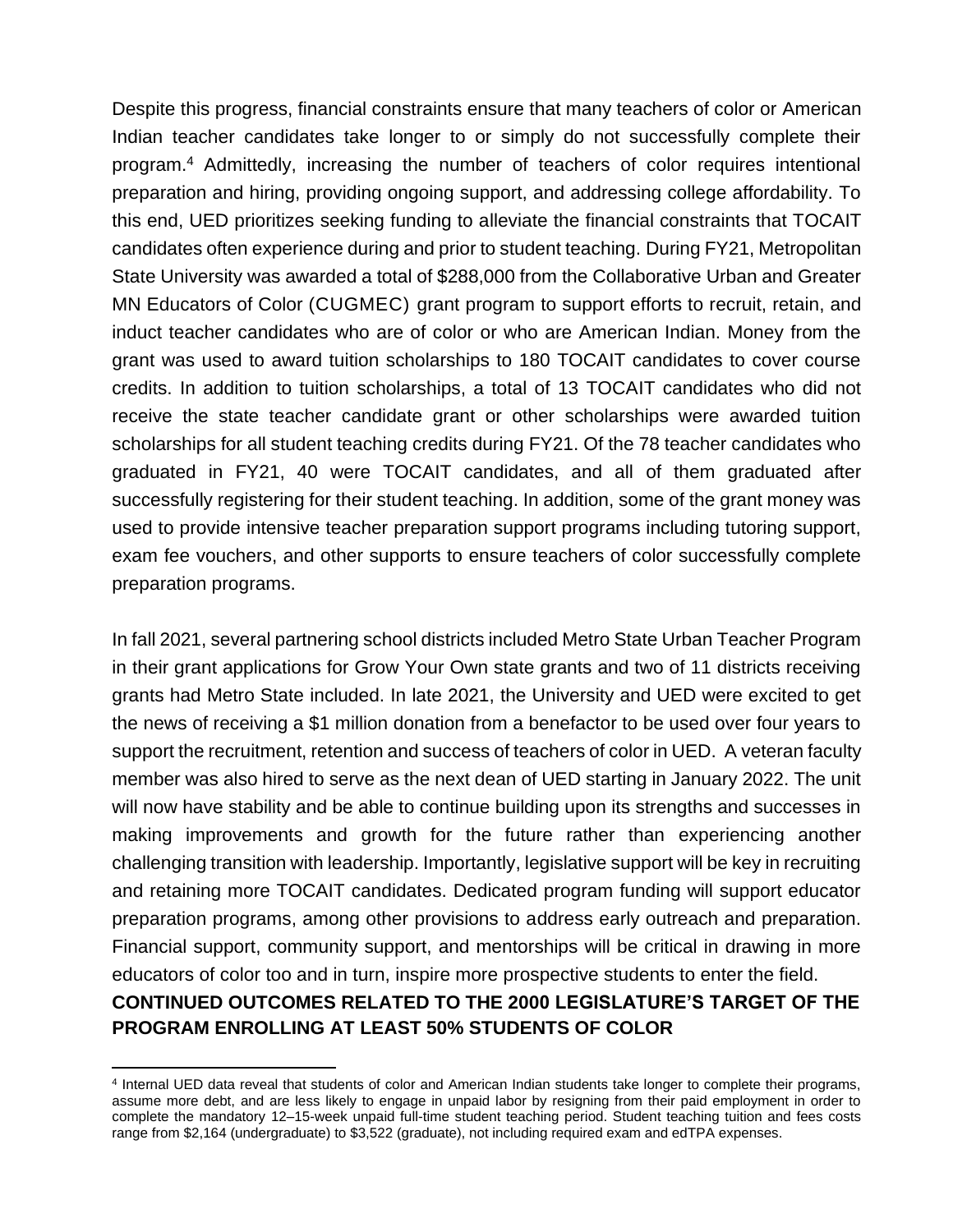Despite this progress, financial constraints ensure that many teachers of color or American Indian teacher candidates take longer to or simply do not successfully complete their program.[4] Admittedly, increasing the number of teachers of color requires intentional preparation and hiring, providing ongoing support, and addressing college affordability. To this end, UED prioritizes seeking funding to alleviate the financial constraints that TOCAIT candidates often experience during and prior to student teaching. During FY21, Metropolitan State University was awarded a total of $288,000 from the Collaborative Urban and Greater MN Educators of Color (CUGMEC) grant program to support efforts to recruit, retain, and induct teacher candidates who are of color or who are American Indian. Money from the grant was used to award tuition scholarships to 180 TOCAIT candidates to cover course credits. In addition to tuition scholarships, a total of 13 TOCAIT candidates who did not receive the state teacher candidate grant or other scholarships were awarded tuition scholarships for all student teaching credits during FY21. Of the 78 teacher candidates who graduated in FY21, 40 were TOCAIT candidates, and all of them graduated after successfully registering for their student teaching. In addition, some of the grant money was used to provide intensive teacher preparation support programs including tutoring support, exam fee vouchers, and other supports to ensure teachers of color successfully complete preparation programs.

In fall 2021, several partnering school districts included Metro State Urban Teacher Program in their grant applications for Grow Your Own state grants and two of 11 districts receiving grants had Metro State included. In late 2021, the University and UED were excited to get the news of receiving a $1 million donation from a benefactor to be used over four years to support the recruitment, retention and success of teachers of color in UED. A veteran faculty member was also hired to serve as the next dean of UED starting in January 2022. The unit will now have stability and be able to continue building upon its strengths and successes in making improvements and growth for the future rather than experiencing another challenging transition with leadership. Importantly, legislative support will be key in recruiting and retaining more TOCAIT candidates. Dedicated program funding will support educator preparation programs, among other provisions to address early outreach and preparation. Financial support, community support, and mentorships will be critical in drawing in more educators of color too and in turn, inspire more prospective students to enter the field.

## CONTINUED OUTCOMES RELATED TO THE 2000 LEGISLATURE'S TARGET OF THE PROGRAM ENROLLING AT LEAST 50% STUDENTS OF COLOR

[4] Internal UED data reveal that students of color and American Indian students take longer to complete their programs, assume more debt, and are less likely to engage in unpaid labor by resigning from their paid employment in order to complete the mandatory 12–15-week unpaid full-time student teaching period. Student teaching tuition and fees costs range from $2,164 (undergraduate) to $3,522 (graduate), not including required exam and edTPA expenses.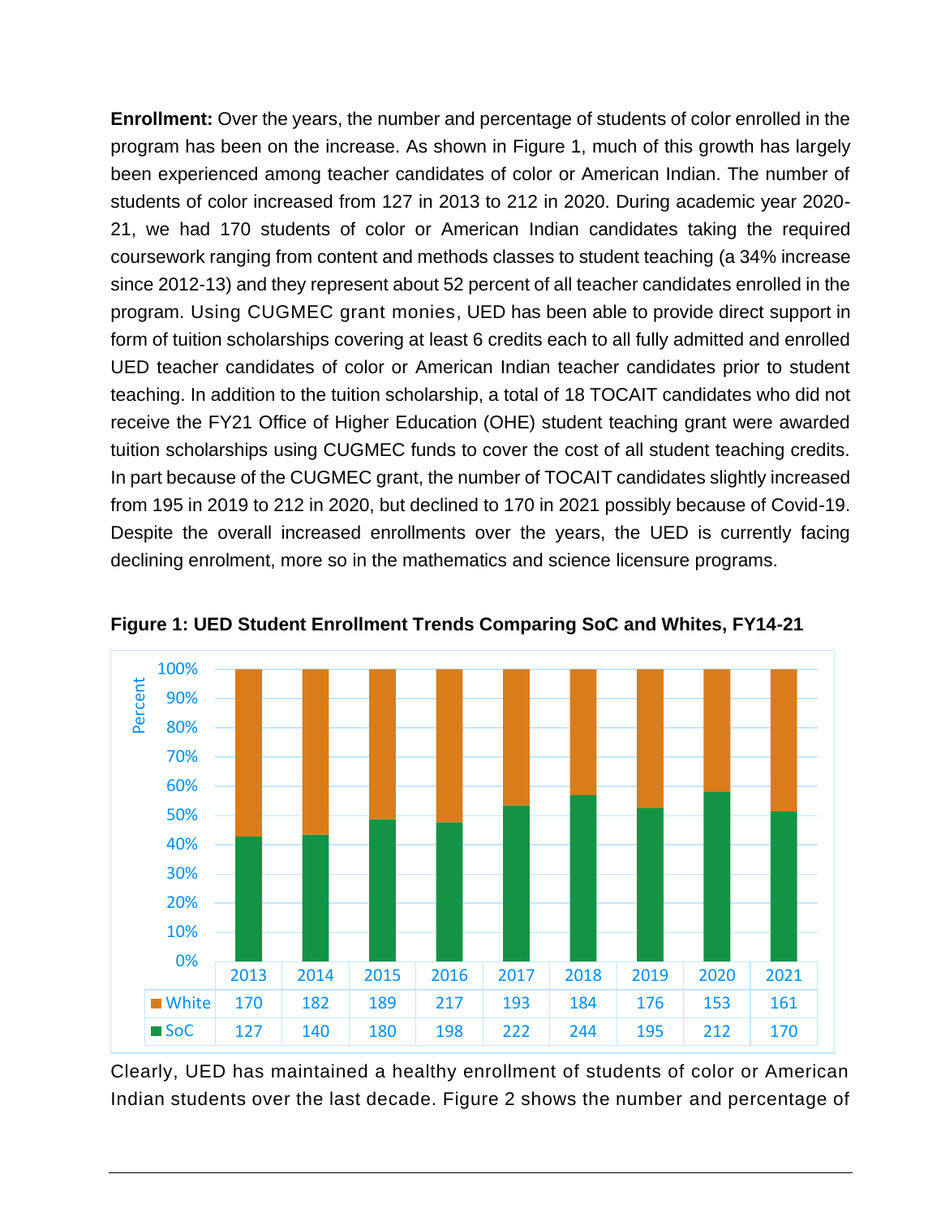**Enrollment:** Over the years, the number and percentage of students of color enrolled in the program has been on the increase. As shown in Figure 1, much of this growth has largely been experienced among teacher candidates of color or American Indian. The number of students of color increased from 127 in 2013 to 212 in 2020. During academic year 2020-21, we had 170 students of color or American Indian candidates taking the required coursework ranging from content and methods classes to student teaching (a 34% increase since 2012-13) and they represent about 52 percent of all teacher candidates enrolled in the program. Using CUGMEC grant monies, UED has been able to provide direct support in form of tuition scholarships covering at least 6 credits each to all fully admitted and enrolled UED teacher candidates of color or American Indian teacher candidates prior to student teaching. In addition to the tuition scholarship, a total of 18 TOCAIT candidates who did not receive the FY21 Office of Higher Education (OHE) student teaching grant were awarded tuition scholarships using CUGMEC funds to cover the cost of all student teaching credits. In part because of the CUGMEC grant, the number of TOCAIT candidates slightly increased from 195 in 2019 to 212 in 2020, but declined to 170 in 2021 possibly because of Covid-19. Despite the overall increased enrollments over the years, the UED is currently facing declining enrolment, more so in the mathematics and science licensure programs.

**Figure 1: UED Student Enrollment Trends Comparing SoC and Whites, FY14-21**

| | 2013 | 2014 | 2015 | 2016 | 2017 | 2018 | 2019 | 2020 | 2021 |
|---|---|---|---|---|---|---|---|---|---|
| White | 170 | 182 | 189 | 217 | 193 | 184 | 176 | 153 | 161 |
| SoC | 127 | 140 | 180 | 198 | 222 | 244 | 195 | 212 | 170 |

Clearly, UED has maintained a healthy enrollment of students of color or American Indian students over the last decade. Figure 2 shows the number and percentage of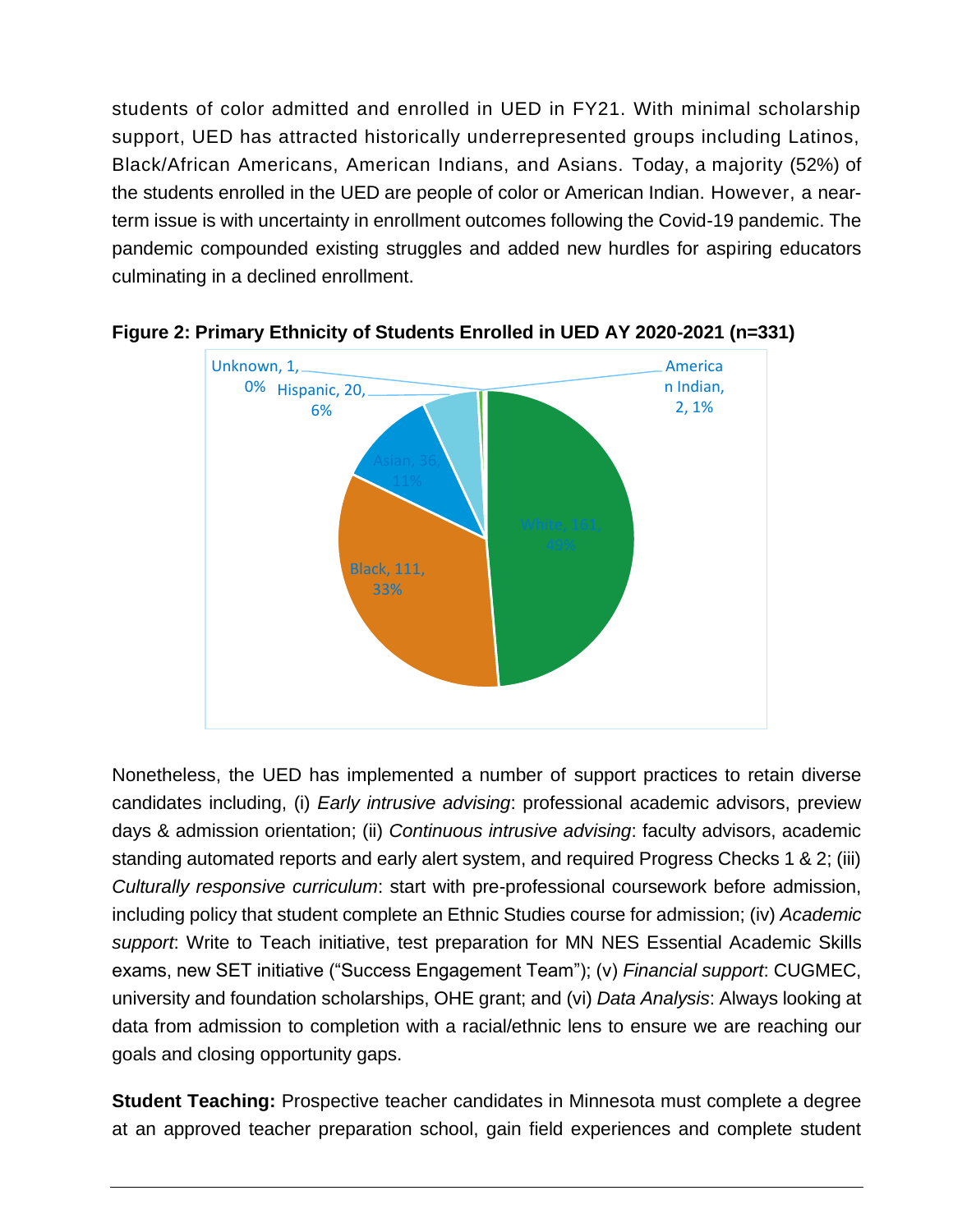students of color admitted and enrolled in UED in FY21. With minimal scholarship support, UED has attracted historically underrepresented groups including Latinos, Black/African Americans, American Indians, and Asians. Today, a majority (52%) of the students enrolled in the UED are people of color or American Indian. However, a near-term issue is with uncertainty in enrollment outcomes following the Covid-19 pandemic. The pandemic compounded existing struggles and added new hurdles for aspiring educators culminating in a declined enrollment.

**Figure 2: Primary Ethnicity of Students Enrolled in UED AY 2020-2021 (n=331)**

Unknown, 1, 0%
Hispanic, 20, 6%
American Indian, 2, 1%
Asian, 36, 11%
White, 161, 49%
Black, 111, 33%

Nonetheless, the UED has implemented a number of support practices to retain diverse candidates including, (i) *Early intrusive advising*: professional academic advisors, preview days & admission orientation; (ii) *Continuous intrusive advising*: faculty advisors, academic standing automated reports and early alert system, and required Progress Checks 1 & 2; (iii) *Culturally responsive curriculum*: start with pre-professional coursework before admission, including policy that student complete an Ethnic Studies course for admission; (iv) *Academic support*: Write to Teach initiative, test preparation for MN NES Essential Academic Skills exams, new SET initiative ("Success Engagement Team"); (v) *Financial support*: CUGMEC, university and foundation scholarships, OHE grant; and (vi) *Data Analysis*: Always looking at data from admission to completion with a racial/ethnic lens to ensure we are reaching our goals and closing opportunity gaps.

**Student Teaching:** Prospective teacher candidates in Minnesota must complete a degree at an approved teacher preparation school, gain field experiences and complete student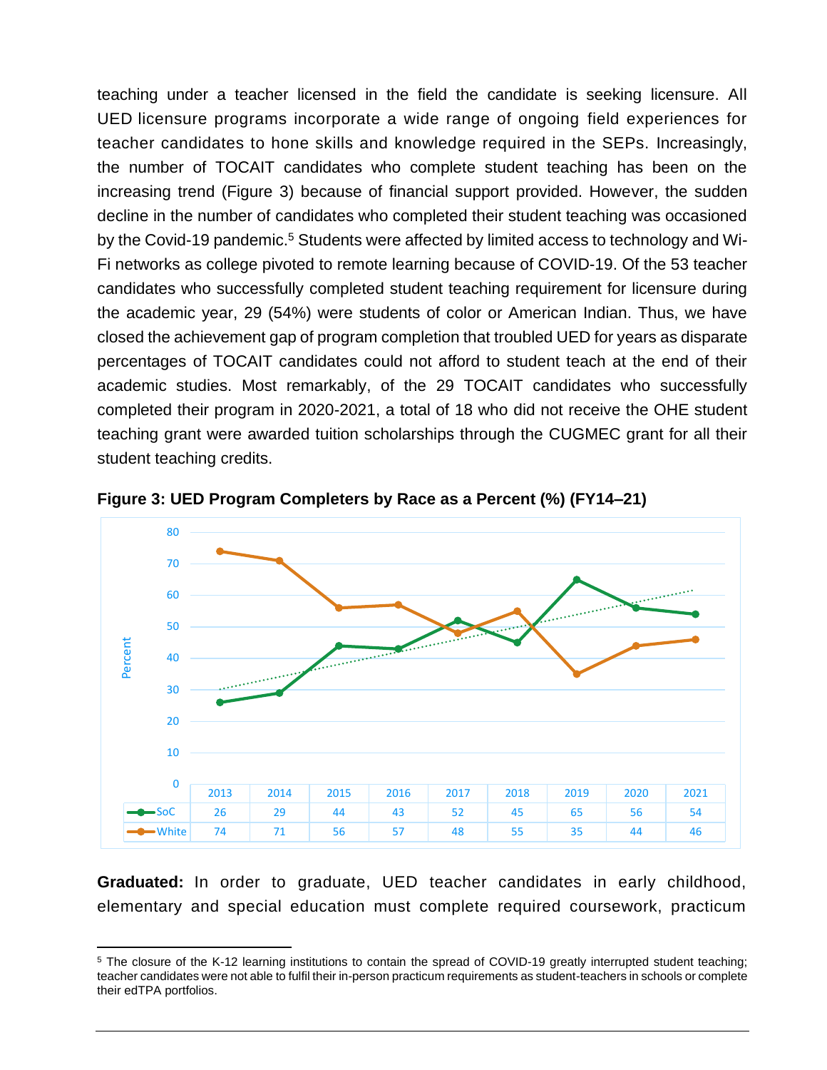teaching under a teacher licensed in the field the candidate is seeking licensure. All UED licensure programs incorporate a wide range of ongoing field experiences for teacher candidates to hone skills and knowledge required in the SEPs. Increasingly, the number of TOCAIT candidates who complete student teaching has been on the increasing trend (Figure 3) because of financial support provided. However, the sudden decline in the number of candidates who completed their student teaching was occasioned by the Covid-19 pandemic.[5] Students were affected by limited access to technology and Wi-Fi networks as college pivoted to remote learning because of COVID-19. Of the 53 teacher candidates who successfully completed student teaching requirement for licensure during the academic year, 29 (54%) were students of color or American Indian. Thus, we have closed the achievement gap of program completion that troubled UED for years as disparate percentages of TOCAIT candidates could not afford to student teach at the end of their academic studies. Most remarkably, of the 29 TOCAIT candidates who successfully completed their program in 2020-2021, a total of 18 who did not receive the OHE student teaching grant were awarded tuition scholarships through the CUGMEC grant for all their student teaching credits.

**Figure 3: UED Program Completers by Race as a Percent (%) (FY14–21)**

| | 2013 | 2014 | 2015 | 2016 | 2017 | 2018 | 2019 | 2020 | 2021 |
|---|---|---|---|---|---|---|---|---|---|
| SoC | 26 | 29 | 44 | 43 | 52 | 45 | 65 | 56 | 54 |
| White | 74 | 71 | 56 | 57 | 48 | 55 | 35 | 44 | 46 |

**Graduated:** In order to graduate, UED teacher candidates in early childhood, elementary and special education must complete required coursework, practicum

[5] The closure of the K-12 learning institutions to contain the spread of COVID-19 greatly interrupted student teaching; teacher candidates were not able to fulfil their in-person practicum requirements as student-teachers in schools or complete their edTPA portfolios.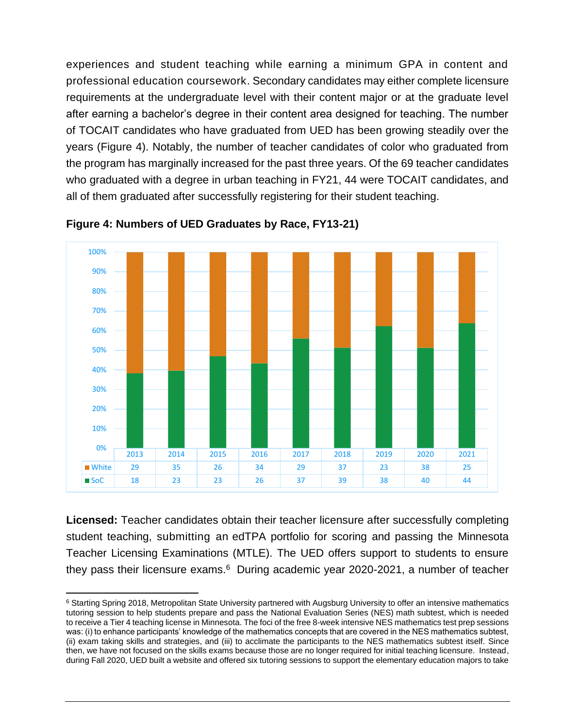experiences and student teaching while earning a minimum GPA in content and professional education coursework. Secondary candidates may either complete licensure requirements at the undergraduate level with their content major or at the graduate level after earning a bachelor's degree in their content area designed for teaching. The number of TOCAIT candidates who have graduated from UED has been growing steadily over the years (Figure 4). Notably, the number of teacher candidates of color who graduated from the program has marginally increased for the past three years. Of the 69 teacher candidates who graduated with a degree in urban teaching in FY21, 44 were TOCAIT candidates, and all of them graduated after successfully registering for their student teaching.

**Figure 4: Numbers of UED Graduates by Race, FY13-21)**

| | 2013 | 2014 | 2015 | 2016 | 2017 | 2018 | 2019 | 2020 | 2021 |
|---|---|---|---|---|---|---|---|---|---|
| White | 29 | 35 | 26 | 34 | 29 | 37 | 23 | 38 | 25 |
| SoC | 18 | 23 | 23 | 26 | 37 | 39 | 38 | 40 | 44 |

**Licensed:** Teacher candidates obtain their teacher licensure after successfully completing student teaching, submitting an edTPA portfolio for scoring and passing the Minnesota Teacher Licensing Examinations (MTLE). The UED offers support to students to ensure they pass their licensure exams.[6] During academic year 2020-2021, a number of teacher

[6] Starting Spring 2018, Metropolitan State University partnered with Augsburg University to offer an intensive mathematics tutoring session to help students prepare and pass the National Evaluation Series (NES) math subtest, which is needed to receive a Tier 4 teaching license in Minnesota. The foci of the free 8-week intensive NES mathematics test prep sessions was: (i) to enhance participants' knowledge of the mathematics concepts that are covered in the NES mathematics subtest, (ii) exam taking skills and strategies, and (iii) to acclimate the participants to the NES mathematics subtest itself. Since then, we have not focused on the skills exams because those are no longer required for initial teaching licensure. Instead, during Fall 2020, UED built a website and offered six tutoring sessions to support the elementary education majors to take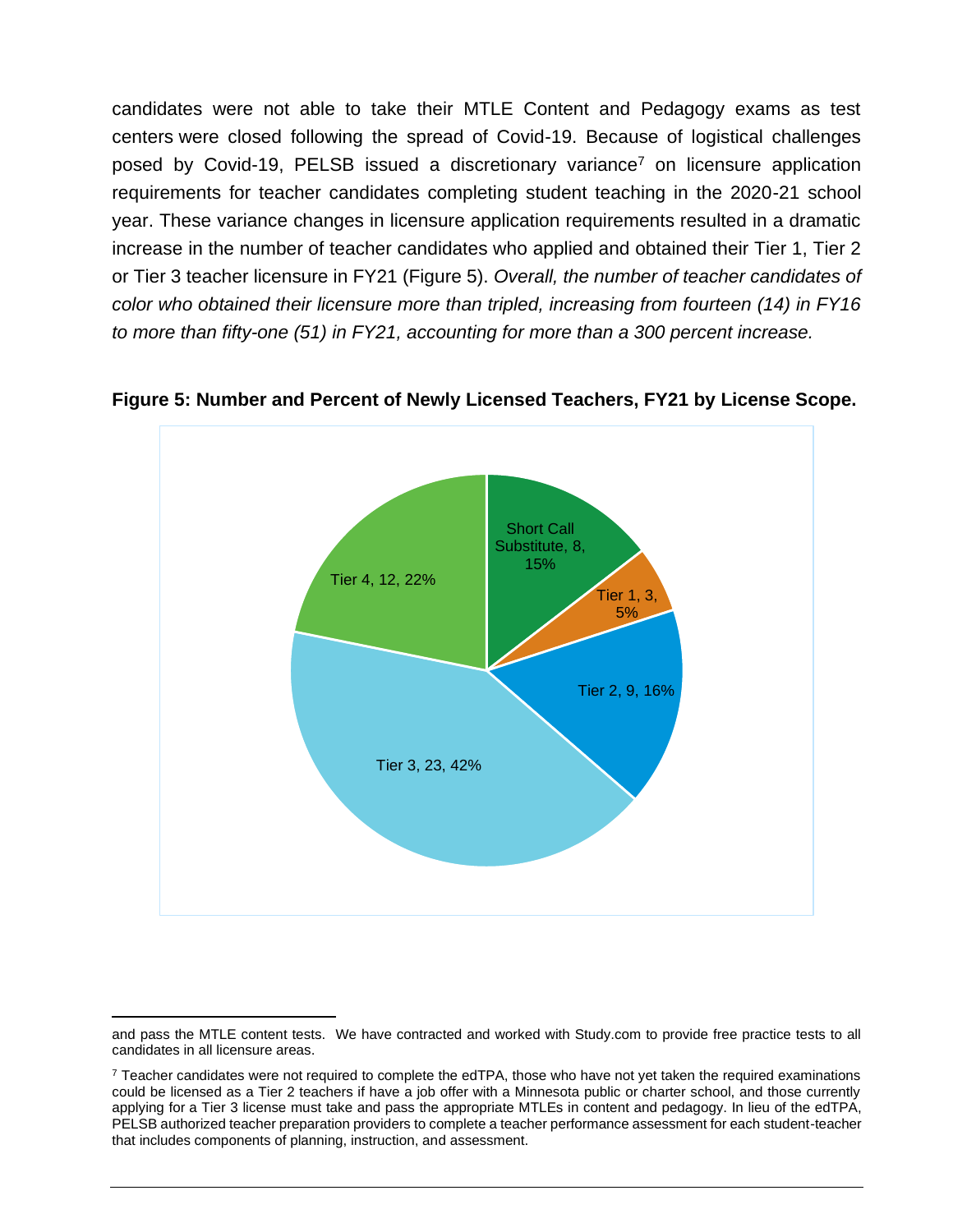candidates were not able to take their MTLE Content and Pedagogy exams as test centers were closed following the spread of Covid-19. Because of logistical challenges posed by Covid-19, PELSB issued a discretionary variance[7] on licensure application requirements for teacher candidates completing student teaching in the 2020-21 school year. These variance changes in licensure application requirements resulted in a dramatic increase in the number of teacher candidates who applied and obtained their Tier 1, Tier 2 or Tier 3 teacher licensure in FY21 (Figure 5). *Overall, the number of teacher candidates of color who obtained their licensure more than tripled, increasing from fourteen (14) in FY16 to more than fifty-one (51) in FY21, accounting for more than a 300 percent increase.*

**Figure 5: Number and Percent of Newly Licensed Teachers, FY21 by License Scope.**

| License Scope | Number | Percent |
|---|---|---|
| Short Call Substitute | 8 | 15% |
| Tier 1 | 3 | 5% |
| Tier 2 | 9 | 16% |
| Tier 3 | 23 | 42% |
| Tier 4 | 12 | 22% |

---

and pass the MTLE content tests. We have contracted and worked with Study.com to provide free practice tests to all candidates in all licensure areas.

[7] Teacher candidates were not required to complete the edTPA, those who have not yet taken the required examinations could be licensed as a Tier 2 teachers if have a job offer with a Minnesota public or charter school, and those currently applying for a Tier 3 license must take and pass the appropriate MTLEs in content and pedagogy. In lieu of the edTPA, PELSB authorized teacher preparation providers to complete a teacher performance assessment for each student-teacher that includes components of planning, instruction, and assessment.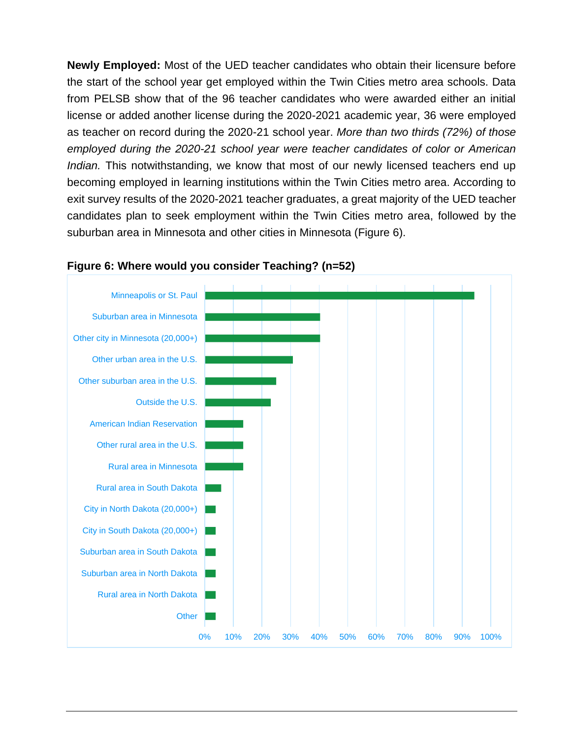**Newly Employed:** Most of the UED teacher candidates who obtain their licensure before the start of the school year get employed within the Twin Cities metro area schools. Data from PELSB show that of the 96 teacher candidates who were awarded either an initial license or added another license during the 2020-2021 academic year, 36 were employed as teacher on record during the 2020-21 school year. *More than two thirds (72%) of those employed during the 2020-21 school year were teacher candidates of color or American Indian.* This notwithstanding, we know that most of our newly licensed teachers end up becoming employed in learning institutions within the Twin Cities metro area. According to exit survey results of the 2020-2021 teacher graduates, a great majority of the UED teacher candidates plan to seek employment within the Twin Cities metro area, followed by the suburban area in Minnesota and other cities in Minnesota (Figure 6).

**Figure 6: Where would you consider Teaching? (n=52)**

| Location |
|---|
| Minneapolis or St. Paul |
| Suburban area in Minnesota |
| Other city in Minnesota (20,000+) |
| Other urban area in the U.S. |
| Other suburban area in the U.S. |
| Outside the U.S. |
| American Indian Reservation |
| Other rural area in the U.S. |
| Rural area in Minnesota |
| Rural area in South Dakota |
| City in North Dakota (20,000+) |
| City in South Dakota (20,000+) |
| Suburban area in South Dakota |
| Suburban area in North Dakota |
| Rural area in North Dakota |
| Other |

0% 10% 20% 30% 40% 50% 60% 70% 80% 90% 100%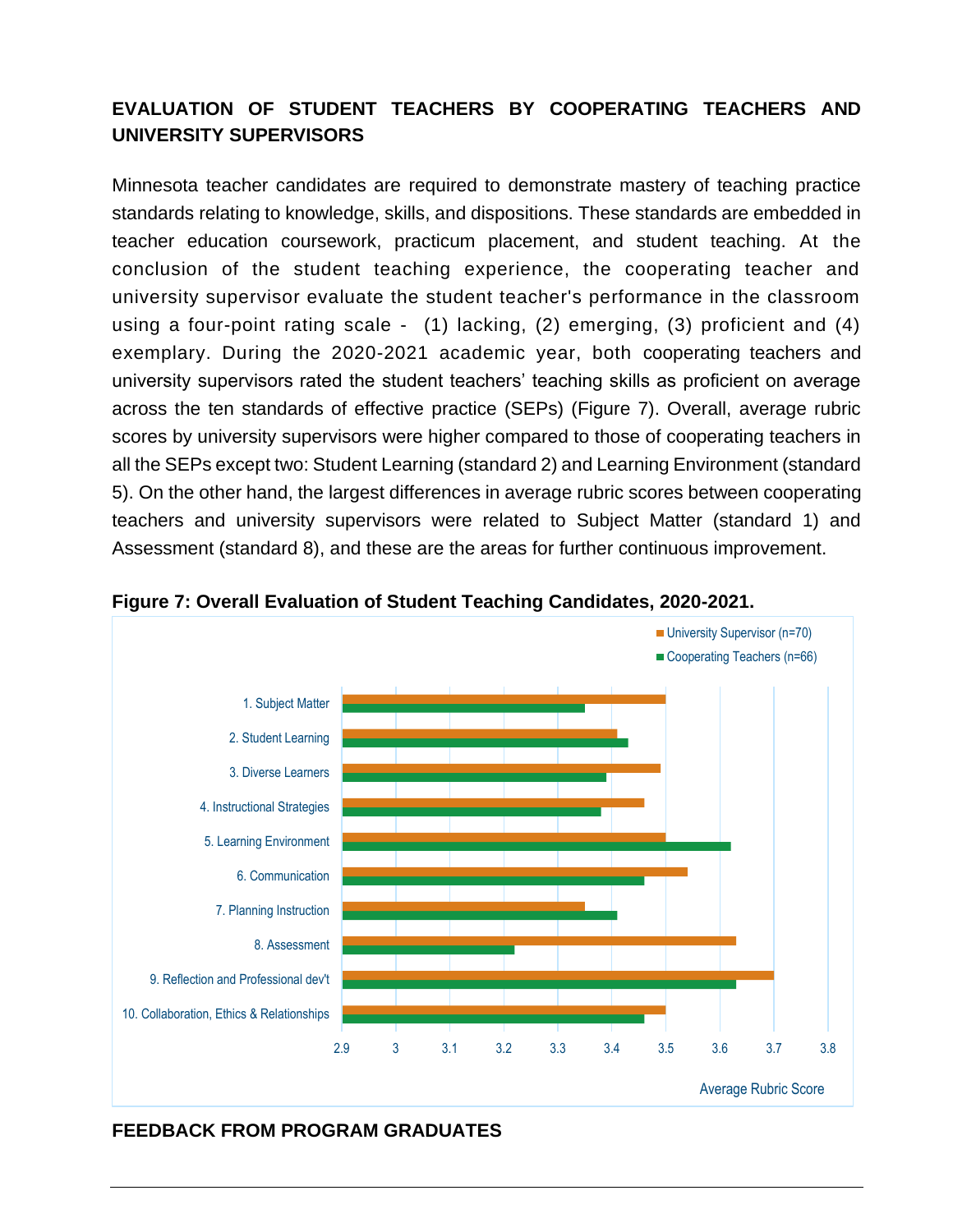## EVALUATION OF STUDENT TEACHERS BY COOPERATING TEACHERS AND UNIVERSITY SUPERVISORS

Minnesota teacher candidates are required to demonstrate mastery of teaching practice standards relating to knowledge, skills, and dispositions. These standards are embedded in teacher education coursework, practicum placement, and student teaching. At the conclusion of the student teaching experience, the cooperating teacher and university supervisor evaluate the student teacher's performance in the classroom using a four-point rating scale - (1) lacking, (2) emerging, (3) proficient and (4) exemplary. During the 2020-2021 academic year, both cooperating teachers and university supervisors rated the student teachers' teaching skills as proficient on average across the ten standards of effective practice (SEPs) (Figure 7). Overall, average rubric scores by university supervisors were higher compared to those of cooperating teachers in all the SEPs except two: Student Learning (standard 2) and Learning Environment (standard 5). On the other hand, the largest differences in average rubric scores between cooperating teachers and university supervisors were related to Subject Matter (standard 1) and Assessment (standard 8), and these are the areas for further continuous improvement.

**Figure 7: Overall Evaluation of Student Teaching Candidates, 2020-2021.**

| Standard | University Supervisor (n=70) | Cooperating Teachers (n=66) |
|---|---|---|
| 1. Subject Matter | 3.50 | 3.35 |
| 2. Student Learning | 3.41 | 3.43 |
| 3. Diverse Learners | 3.49 | 3.39 |
| 4. Instructional Strategies | 3.46 | 3.38 |
| 5. Learning Environment | 3.50 | 3.62 |
| 6. Communication | 3.54 | 3.46 |
| 7. Planning Instruction | 3.35 | 3.41 |
| 8. Assessment | 3.63 | 3.22 |
| 9. Reflection and Professional dev't | 3.70 | 3.63 |
| 10. Collaboration, Ethics & Relationships | 3.50 | 3.46 |

Average Rubric Score

## FEEDBACK FROM PROGRAM GRADUATES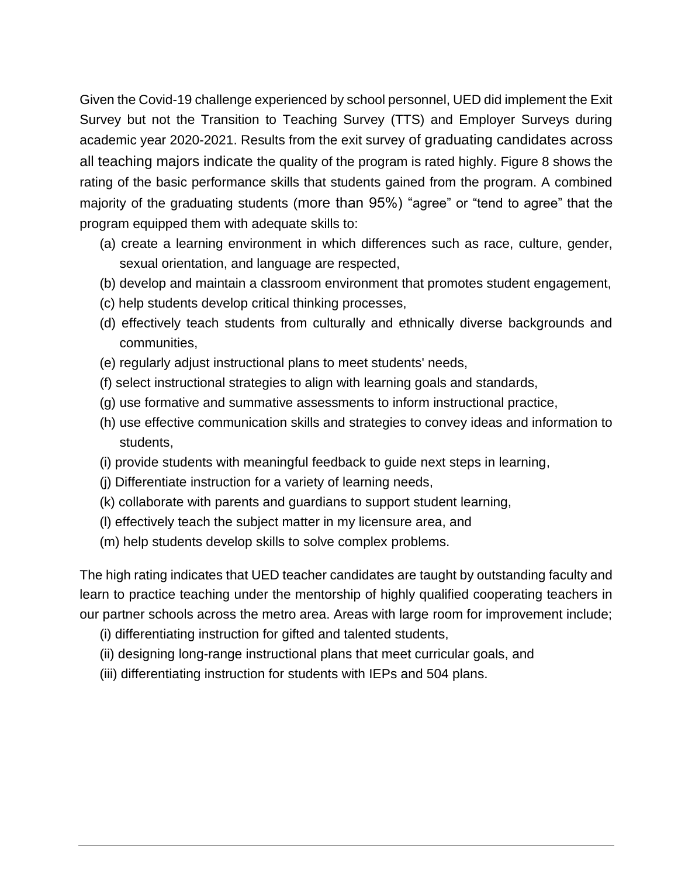Given the Covid-19 challenge experienced by school personnel, UED did implement the Exit Survey but not the Transition to Teaching Survey (TTS) and Employer Surveys during academic year 2020-2021. Results from the exit survey of graduating candidates across all teaching majors indicate the quality of the program is rated highly. Figure 8 shows the rating of the basic performance skills that students gained from the program. A combined majority of the graduating students (more than 95%) "agree" or "tend to agree" that the program equipped them with adequate skills to:

(a) create a learning environment in which differences such as race, culture, gender, sexual orientation, and language are respected,
(b) develop and maintain a classroom environment that promotes student engagement,
(c) help students develop critical thinking processes,
(d) effectively teach students from culturally and ethnically diverse backgrounds and communities,
(e) regularly adjust instructional plans to meet students' needs,
(f) select instructional strategies to align with learning goals and standards,
(g) use formative and summative assessments to inform instructional practice,
(h) use effective communication skills and strategies to convey ideas and information to students,
(i) provide students with meaningful feedback to guide next steps in learning,
(j) Differentiate instruction for a variety of learning needs,
(k) collaborate with parents and guardians to support student learning,
(l) effectively teach the subject matter in my licensure area, and
(m) help students develop skills to solve complex problems.

The high rating indicates that UED teacher candidates are taught by outstanding faculty and learn to practice teaching under the mentorship of highly qualified cooperating teachers in our partner schools across the metro area. Areas with large room for improvement include;

(i) differentiating instruction for gifted and talented students,
(ii) designing long-range instructional plans that meet curricular goals, and
(iii) differentiating instruction for students with IEPs and 504 plans.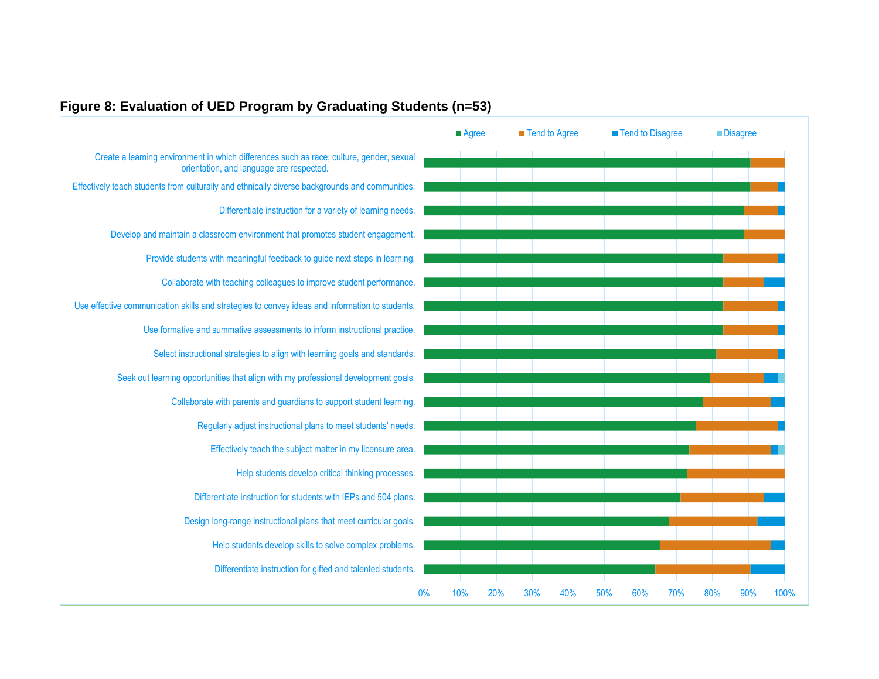**Figure 8: Evaluation of UED Program by Graduating Students (n=53)**

■ Agree ■ Tend to Agree ■ Tend to Disagree ■ Disagree

- Create a learning environment in which differences such as race, culture, gender, sexual orientation, and language are respected.
- Effectively teach students from culturally and ethnically diverse backgrounds and communities.
- Differentiate instruction for a variety of learning needs.
- Develop and maintain a classroom environment that promotes student engagement.
- Provide students with meaningful feedback to guide next steps in learning.
- Collaborate with teaching colleagues to improve student performance.
- Use effective communication skills and strategies to convey ideas and information to students.
- Use formative and summative assessments to inform instructional practice.
- Select instructional strategies to align with learning goals and standards.
- Seek out learning opportunities that align with my professional development goals.
- Collaborate with parents and guardians to support student learning.
- Regularly adjust instructional plans to meet students' needs.
- Effectively teach the subject matter in my licensure area.
- Help students develop critical thinking processes.
- Differentiate instruction for students with IEPs and 504 plans.
- Design long-range instructional plans that meet curricular goals.
- Help students develop skills to solve complex problems.
- Differentiate instruction for gifted and talented students.

0% 10% 20% 30% 40% 50% 60% 70% 80% 90% 100%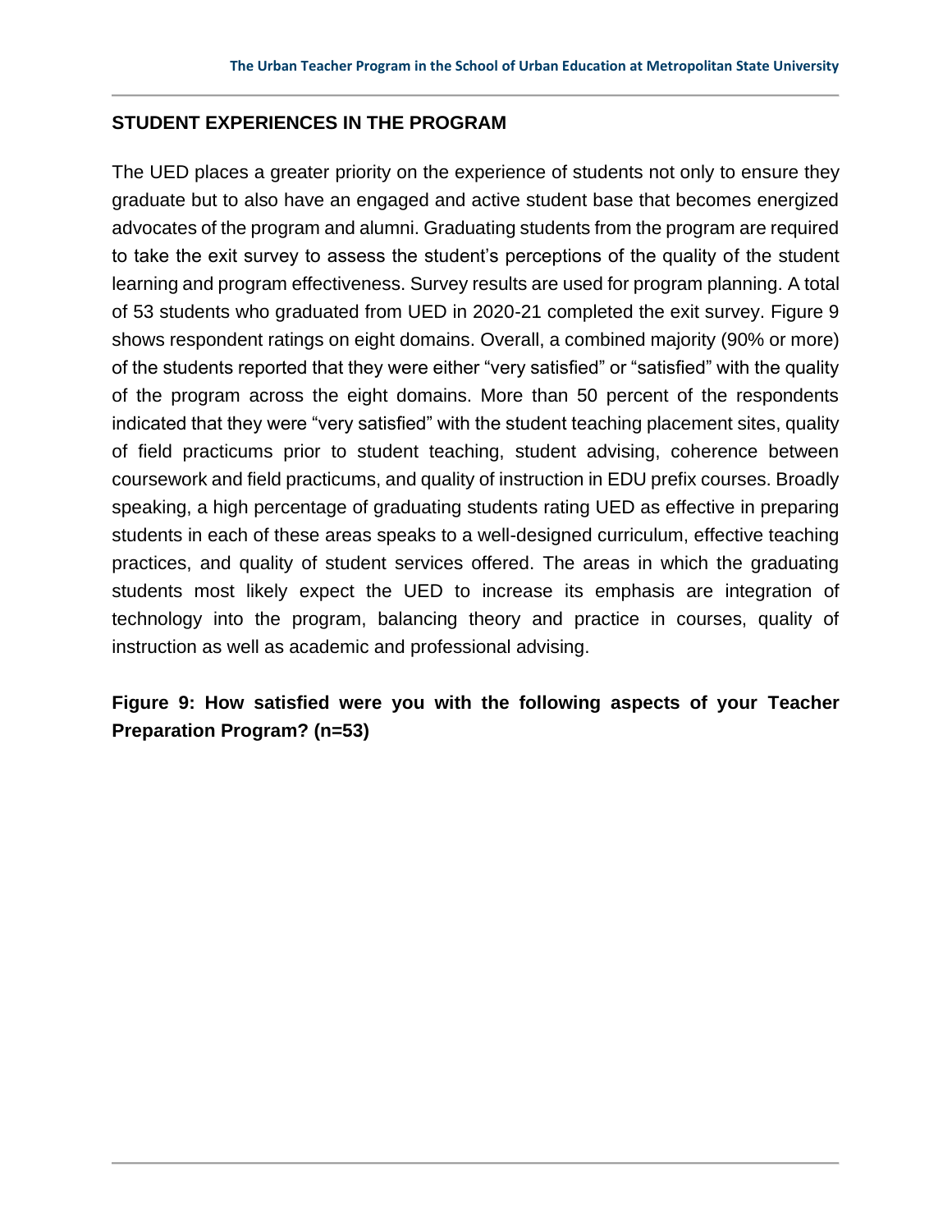## STUDENT EXPERIENCES IN THE PROGRAM

The UED places a greater priority on the experience of students not only to ensure they graduate but to also have an engaged and active student base that becomes energized advocates of the program and alumni. Graduating students from the program are required to take the exit survey to assess the student's perceptions of the quality of the student learning and program effectiveness. Survey results are used for program planning. A total of 53 students who graduated from UED in 2020-21 completed the exit survey. Figure 9 shows respondent ratings on eight domains. Overall, a combined majority (90% or more) of the students reported that they were either "very satisfied" or "satisfied" with the quality of the program across the eight domains. More than 50 percent of the respondents indicated that they were "very satisfied" with the student teaching placement sites, quality of field practicums prior to student teaching, student advising, coherence between coursework and field practicums, and quality of instruction in EDU prefix courses. Broadly speaking, a high percentage of graduating students rating UED as effective in preparing students in each of these areas speaks to a well-designed curriculum, effective teaching practices, and quality of student services offered. The areas in which the graduating students most likely expect the UED to increase its emphasis are integration of technology into the program, balancing theory and practice in courses, quality of instruction as well as academic and professional advising.

**Figure 9: How satisfied were you with the following aspects of your Teacher Preparation Program? (n=53)**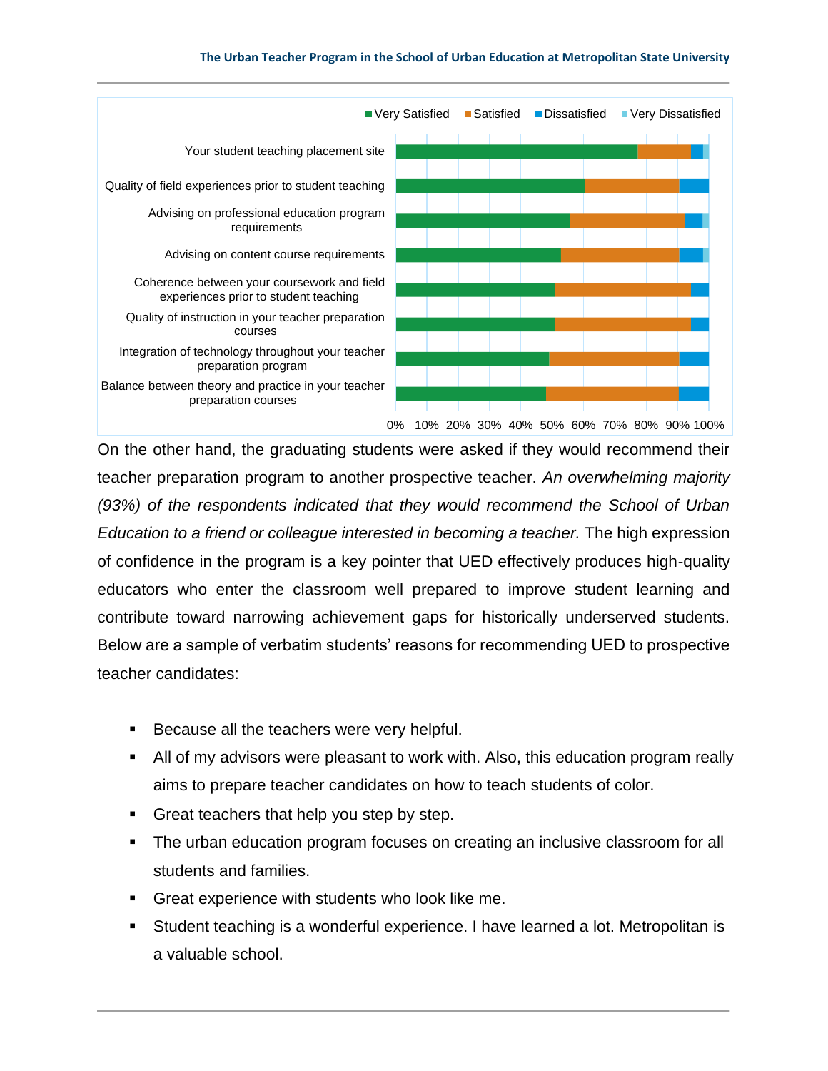Very Satisfied | Satisfied | Dissatisfied | Very Dissatisfied

- Your student teaching placement site
- Quality of field experiences prior to student teaching
- Advising on professional education program requirements
- Advising on content course requirements
- Coherence between your coursework and field experiences prior to student teaching
- Quality of instruction in your teacher preparation courses
- Integration of technology throughout your teacher preparation program
- Balance between theory and practice in your teacher preparation courses

0% 10% 20% 30% 40% 50% 60% 70% 80% 90% 100%

On the other hand, the graduating students were asked if they would recommend their teacher preparation program to another prospective teacher. *An overwhelming majority (93%) of the respondents indicated that they would recommend the School of Urban Education to a friend or colleague interested in becoming a teacher.* The high expression of confidence in the program is a key pointer that UED effectively produces high-quality educators who enter the classroom well prepared to improve student learning and contribute toward narrowing achievement gaps for historically underserved students. Below are a sample of verbatim students' reasons for recommending UED to prospective teacher candidates:

- Because all the teachers were very helpful.
- All of my advisors were pleasant to work with. Also, this education program really aims to prepare teacher candidates on how to teach students of color.
- Great teachers that help you step by step.
- The urban education program focuses on creating an inclusive classroom for all students and families.
- Great experience with students who look like me.
- Student teaching is a wonderful experience. I have learned a lot. Metropolitan is a valuable school.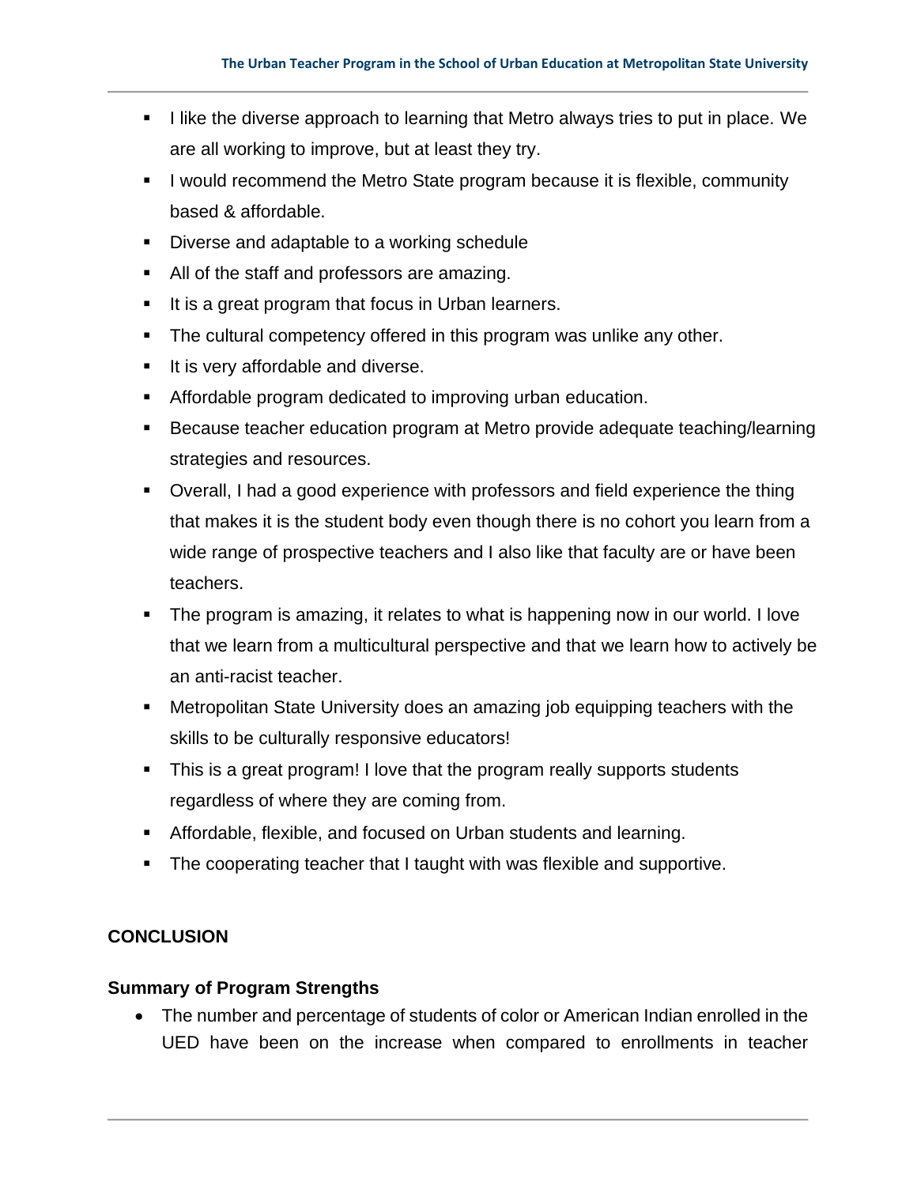- I like the diverse approach to learning that Metro always tries to put in place. We are all working to improve, but at least they try.
- I would recommend the Metro State program because it is flexible, community based & affordable.
- Diverse and adaptable to a working schedule
- All of the staff and professors are amazing.
- It is a great program that focus in Urban learners.
- The cultural competency offered in this program was unlike any other.
- It is very affordable and diverse.
- Affordable program dedicated to improving urban education.
- Because teacher education program at Metro provide adequate teaching/learning strategies and resources.
- Overall, I had a good experience with professors and field experience the thing that makes it is the student body even though there is no cohort you learn from a wide range of prospective teachers and I also like that faculty are or have been teachers.
- The program is amazing, it relates to what is happening now in our world. I love that we learn from a multicultural perspective and that we learn how to actively be an anti-racist teacher.
- Metropolitan State University does an amazing job equipping teachers with the skills to be culturally responsive educators!
- This is a great program! I love that the program really supports students regardless of where they are coming from.
- Affordable, flexible, and focused on Urban students and learning.
- The cooperating teacher that I taught with was flexible and supportive.

## CONCLUSION

### Summary of Program Strengths

- The number and percentage of students of color or American Indian enrolled in the UED have been on the increase when compared to enrollments in teacher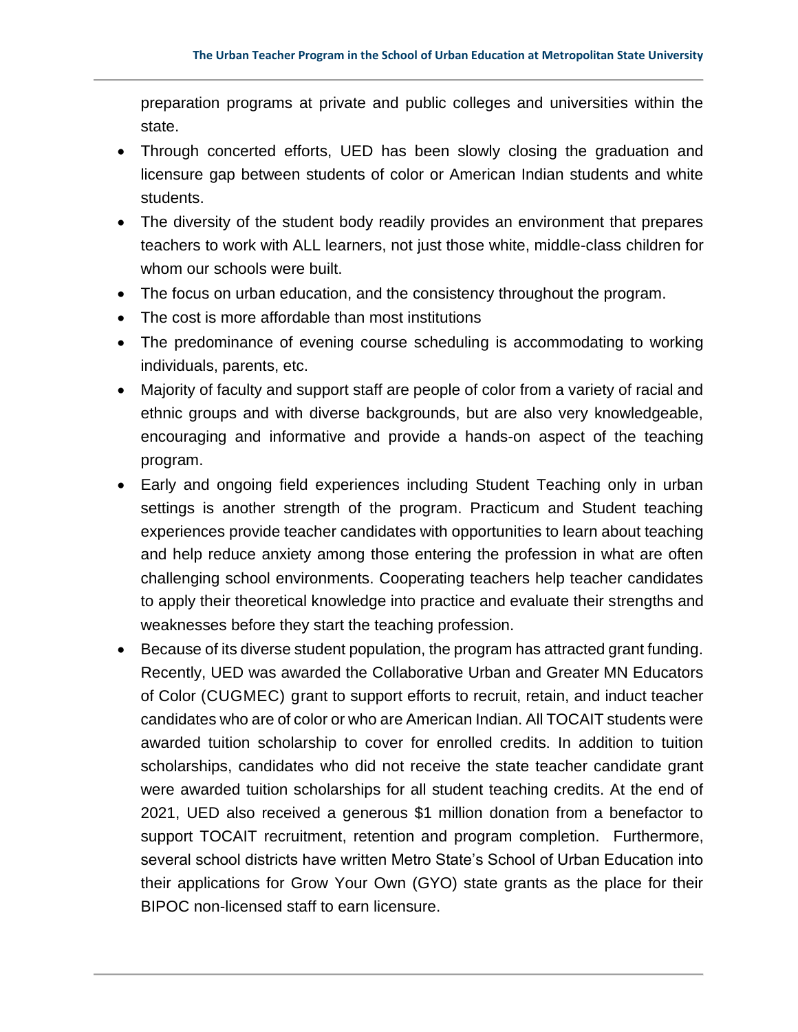preparation programs at private and public colleges and universities within the state.

- Through concerted efforts, UED has been slowly closing the graduation and licensure gap between students of color or American Indian students and white students.
- The diversity of the student body readily provides an environment that prepares teachers to work with ALL learners, not just those white, middle-class children for whom our schools were built.
- The focus on urban education, and the consistency throughout the program.
- The cost is more affordable than most institutions
- The predominance of evening course scheduling is accommodating to working individuals, parents, etc.
- Majority of faculty and support staff are people of color from a variety of racial and ethnic groups and with diverse backgrounds, but are also very knowledgeable, encouraging and informative and provide a hands-on aspect of the teaching program.
- Early and ongoing field experiences including Student Teaching only in urban settings is another strength of the program. Practicum and Student teaching experiences provide teacher candidates with opportunities to learn about teaching and help reduce anxiety among those entering the profession in what are often challenging school environments. Cooperating teachers help teacher candidates to apply their theoretical knowledge into practice and evaluate their strengths and weaknesses before they start the teaching profession.
- Because of its diverse student population, the program has attracted grant funding. Recently, UED was awarded the Collaborative Urban and Greater MN Educators of Color (CUGMEC) grant to support efforts to recruit, retain, and induct teacher candidates who are of color or who are American Indian. All TOCAIT students were awarded tuition scholarship to cover for enrolled credits. In addition to tuition scholarships, candidates who did not receive the state teacher candidate grant were awarded tuition scholarships for all student teaching credits. At the end of 2021, UED also received a generous $1 million donation from a benefactor to support TOCAIT recruitment, retention and program completion. Furthermore, several school districts have written Metro State's School of Urban Education into their applications for Grow Your Own (GYO) state grants as the place for their BIPOC non-licensed staff to earn licensure.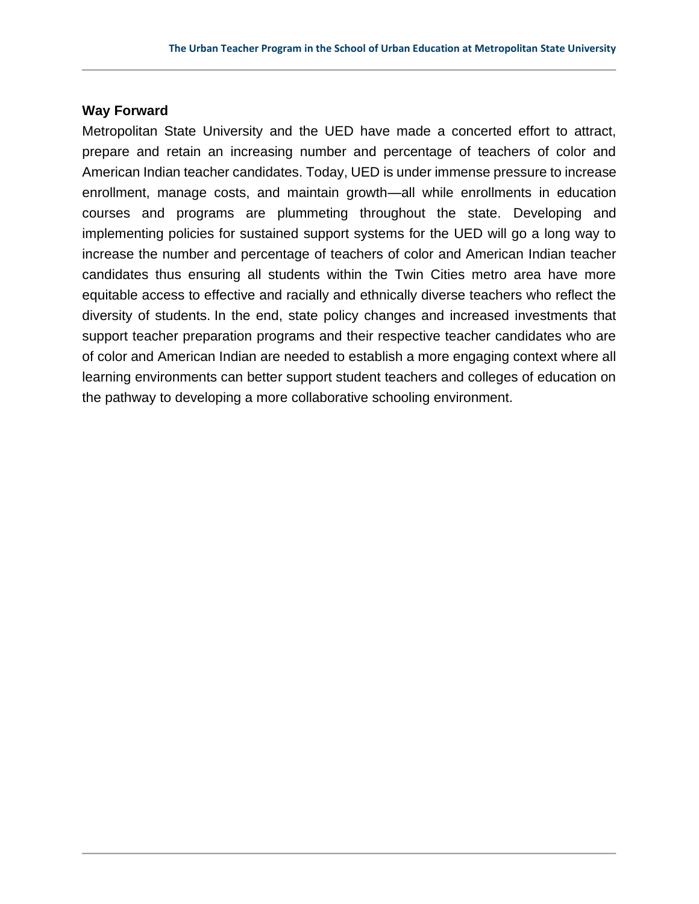## Way Forward

Metropolitan State University and the UED have made a concerted effort to attract, prepare and retain an increasing number and percentage of teachers of color and American Indian teacher candidates. Today, UED is under immense pressure to increase enrollment, manage costs, and maintain growth—all while enrollments in education courses and programs are plummeting throughout the state. Developing and implementing policies for sustained support systems for the UED will go a long way to increase the number and percentage of teachers of color and American Indian teacher candidates thus ensuring all students within the Twin Cities metro area have more equitable access to effective and racially and ethnically diverse teachers who reflect the diversity of students. In the end, state policy changes and increased investments that support teacher preparation programs and their respective teacher candidates who are of color and American Indian are needed to establish a more engaging context where all learning environments can better support student teachers and colleges of education on the pathway to developing a more collaborative schooling environment.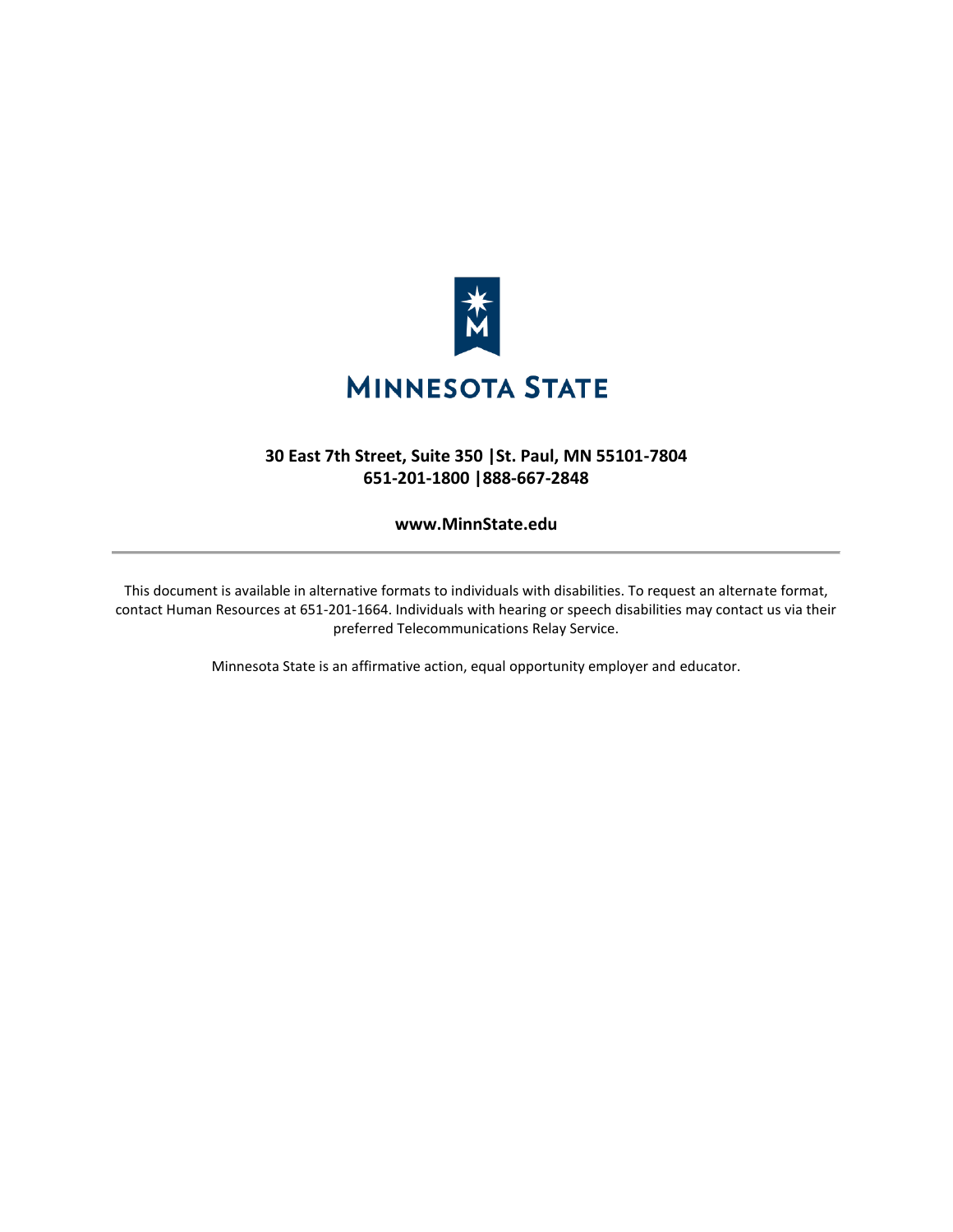MINNESOTA STATE

**30 East 7th Street, Suite 350 |St. Paul, MN 55101-7804**
**651-201-1800 |888-667-2848**

**www.MinnState.edu**

---

This document is available in alternative formats to individuals with disabilities. To request an alternate format, contact Human Resources at 651-201-1664. Individuals with hearing or speech disabilities may contact us via their preferred Telecommunications Relay Service.

Minnesota State is an affirmative action, equal opportunity employer and educator.